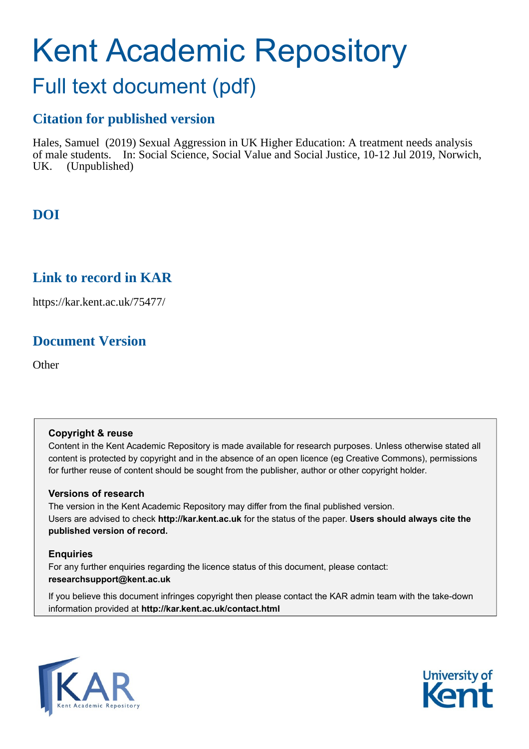# Kent Academic Repository

## Full text document (pdf)

### Citation for published version

Hales, Samuel (2019) Sexual Aggression in UK Higher Education: A treatment needs analysis of male students. In: Social Science, Social Value and Social Justice, 10-12 Jul 2019, Norwich, UK. (Unpublished)

### DOI

### Link to record in KAR

https://kar.kent.ac.uk/75477/

### Document Version

Other

**Copyright & reuse**

Content in the Kent Academic Repository is made available for research purposes. Unless otherwise stated all content is protected by copyright and in the absence of an open licence (eg Creative Commons), permissions for further reuse of content should be sought from the publisher, author or other copyright holder.

**Versions of research**

The version in the Kent Academic Repository may differ from the final published version. Users are advised to check **http://kar.kent.ac.uk** for the status of the paper. **Users should always cite the published version of record.**

**Enquiries**

For any further enquiries regarding the licence status of this document, please contact: **researchsupport@kent.ac.uk**

If you believe this document infringes copyright then please contact the KAR admin team with the take-down information provided at **http://kar.kent.ac.uk/contact.html**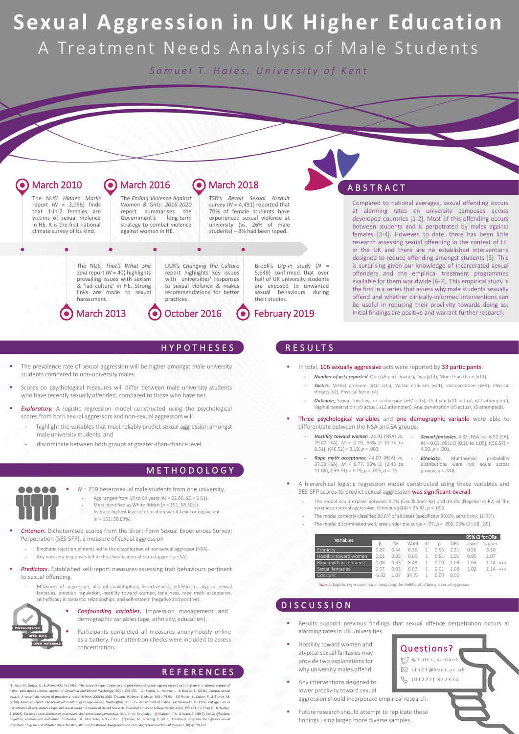# Sexual Aggression in UK Higher Education

## A Treatment Needs Analysis of Male Students

*Samuel T. Hales, University of Kent*

### March 2010

The NUS' *Hidden Marks* report (*N* = 2,058) finds that 1-in-7 females are victims of sexual violence in HE. It is the first national climate survey of its kind.

### March 2013

The NUS' *That's What She Said* report (*N* = 40) highlights prevailing issues with sexism & 'lad culture' in HE. Strong links are made to sexual harassment.

### March 2016

The *Ending Violence Against Women & Girls: 2016-2020* report summarises the Government's long-term strategy to combat violence against women in HE.

### October 2016

UUK's *Changing the Culture* report highlights key issues with universities' responses to sexual violence & makes recommendations for better practices.

### March 2018

TSR's *Revolt Sexual Assault* survey (*N* = 4,491) reported that 70% of female students have experienced sexual violence at university (vs. 26% of male students) – 8% had been raped.

### February 2019

Brook's *Dig-in* study (*N* = 5,649) confirmed that over half of UK university students are exposed to unwanted sexual behaviours during their studies.

## ABSTRACT

Compared to national averages, sexual offending occurs at alarming rates on university campuses across developed countries [1-2]. Most of this offending occurs between students and is perpetrated by males against females [3-4]. However, to date, there has been little research assessing sexual offending in the context of HE in the UK and there are no established interventions designed to reduce offending amongst students [5]. This is surprising given our knowledge of incarcerated sexual offenders and the empirical treatment programmes available for them worldwide [6-7]. This empirical study is the first in a series that assess why male students sexually offend and whether clinically-informed interventions can be useful in reducing their proclivity towards doing so. Initial findings are positive and warrant further research.

## HYPOTHESES

- The prevalence rate of sexual aggression will be higher amongst male university students compared to non-university males.
- Scores on psychological measures will differ between male university students who have recently sexually offended, compared to those who have not.
- *Exploratory.* A logistic regression model constructed using the psychological scores from both sexual aggressors and non-sexual aggressors will
  - highlight the variables that most reliably predict sexual aggression amongst male university students, and
  - discriminate between both groups at greater-than-chance level.

## METHODOLOGY

- *N* = 259 heterosexual male students from one university.
  - Age ranged from 18 to 68 years (*M* = 22.86, *SD* = 6.61).
  - Most identified as White British (*n* = 151; 58.30%).
  - Average highest level of education was A-Level or equivalent (*n* = 152; 58.69%).
- *Criterion.* Dichotomised scores from the Short-Form Sexual Experiences Survey: Perpetration (SES-SFP), a measure of sexual aggression
  - Emphatic rejection of items led to the classification of non-sexual aggressor (NSA).
  - Any non-zero responses led to the classification of sexual aggressor (SA).
- *Predictors.* Established self-report measures assessing trait behaviours pertinent to sexual offending.
  - Measures of aggression, alcohol consumption, assertiveness, athleticism, atypical sexual fantasies, emotion regulation, hostility toward women, loneliness, rape myth acceptance, self-efficacy in romantic relationships, and self-esteem (negative and positive).
- *Confounding variables.* Impression management and demographic variables (age, ethnicity, education).
- Participants completed all measures anonymously online as a battery. Four attention checks were included to assess concentration.

PREREGISTERED · OPEN DATA · OPEN MATERIALS

## RESULTS

- In total, 106 sexually aggressive acts were reported by 33 participants:
  - ***Number of acts reported.*** One (x9 participants), Two (x13), More than three (x11).
  - ***Tactics.*** Verbal pressure (x40 acts), Verbal criticism (x21), Incapacitation (x39), Physical threats (x2), Physical force (x4).
  - ***Outcome.*** Sexual touching or undressing (x37 acts), Oral sex (x11 actual, x27 attempted), Vaginal penetration (x9 actual, x12 attempted), Anal penetration (x5 actual, x5 attempted).
- Three psychological variables and one demographic variable were able to differentiate between the NSA and SA groups:
  - ***Hostility toward women.*** 24.91 [NSA] vs. 29.47 [SA], *M* = 0.19, 95% CI [0.03 to 0.51], $t(46.52) = 3.18$, $p = .003$.
  - ***Rape myth acceptance.*** 44.09 [NSA] vs. 37.32 [SA], *M* = 6.77, 95% CI [2.48 to 11.06], $t(39.31) = 3.19$, $p = .003$, $d = .15$.
  - ***Sexual fantasies.*** 4.83 [NSA] vs. 8.52 [SA], *M* = 0.63, 95% CI [0.30 to 1.05], $t(56.57) = 4.30$, $p < .001$.
  - ***Ethnicity.*** Multinomial probability distributions were not equal across groups, $p = .048$.
- A hierarchical logistic regression model constructed using these variables and SES-SFP scores to predict sexual aggression was significant overall.
  - The model could explain between 9.7% (Cox & Snell R2) and 19.3% (Nagelkerke R2) of the variance in sexual aggression, Omnibus $\chi^2(4) = 25.82$, $p < .005$.
  - The model correctly classified 89.8% of all cases (specificity: 99.6%, sensitivity: 10.7%).
  - The model discriminated well; area under the curve = .77, $p < .005$, 95% CI [.68, .85].

| Variables | β | SE | Wald | df | p | ORs | 95% CI for ORs Lower | 95% CI for ORs Upper | |
|---|---|---|---|---|---|---|---|---|---|
| Ethnicity | 0.27 | 0.44 | 0.36 | 1 | 0.55 | 1.31 | 0.55 | 3.10 | |
| Hostility toward women | 0.01 | 0.03 | 0.06 | 1 | 0.81 | 1.01 | 0.95 | 1.07 | |
| Rape myth acceptance | 0.08 | 0.03 | 8.48 | 1 | 0.00 | 1.08 | 1.03 | 1.14 | *** |
| Sexual fantasies | 0.07 | 0.03 | 6.07 | 1 | 0.01 | 1.08 | 1.02 | 1.14 | *** |
| Constant | -6.32 | 1.07 | 34.73 | 1 | 0.00 | 0.00 | - | - | |

*Table 1.* Logistic regression model predicting the likelihood of being a sexual aggressor.

## DISCUSSION

- Results support previous findings that sexual offence perpetration occurs at alarming rates in UK universities.
- Hostility toward women and atypical sexual fantasies may provide two explanations for why university males offend.
- Any interventions designed to lower proclivity toward sexual aggression should incorporate empirical research.
- Future research should attempt to replicate these findings using larger, more diverse samples.

**Questions?**
@hales_samuel
sth21@kent.ac.uk
(01227) 827370

## REFERENCES

[1] Koss, M., Gidycz, C., & Wisniewski, N. (1987). The scope of rape: Incidence and prevalence of sexual aggression and victimization in a national sample of higher education students. *Journal of Consulting and Clinical Psychology, 55*(2), 162-170. [2] Fedina, L., Holmes, J., & Backes, B. (2018). Campus sexual assault: A systematic review of prevalence research from 2000 to 2015. *Trauma, Violence, & Abuse, 19*(1), 76-93. [3] Fisher, B., Cullen, F., & Turner, M. (2000). *Research report: The sexual victimization of college women.* Washington, D.C.: U.S. Department of Justice. [4] Berkowitz, A. (1992). College men as perpetrators of acquaintance rape and sexual assault: A review of recent research. *Journal of American College Health, 40*(4), 175-181. [5] Towl, G., & Walker, T. (2019). *Tackling sexual violence at universities: An international perspective.* Oxford, UK: Routledge. [6] Gannon, T.A., & Ward, T. (2017). *Sexual offending: Cognition, emotion and motivation.* Chichester, UK: John Wiley & Sons Ltd. [7] Olver, M., & Wong, S. (2013). Treatment programs for high risk sexual offenders: Program and offender characteristics, attrition, treatment change and recidivism. *Aggression and Violent Behavior, 18*(5):579-591.